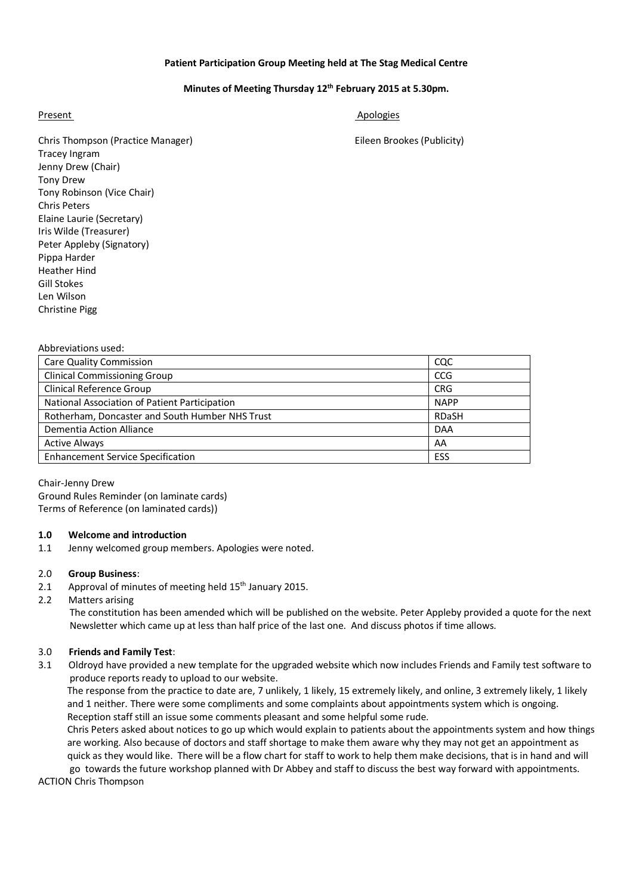**Patient Participation Group Meeting held at The Stag Medical Centre**

**Minutes of Meeting Thursday 12th February 2015 at 5.30pm.**

Present

Chris Thompson (Practice Manager)
Tracey Ingram
Jenny Drew (Chair)
Tony Drew
Tony Robinson (Vice Chair)
Chris Peters
Elaine Laurie (Secretary)
Iris Wilde (Treasurer)
Peter Appleby (Signatory)
Pippa Harder
Heather Hind
Gill Stokes
Len Wilson
Christine Pigg

Apologies

Eileen Brookes (Publicity)

Abbreviations used:

| | |
|---|---|
| Care Quality Commission | CQC |
| Clinical Commissioning Group | CCG |
| Clinical Reference Group | CRG |
| National Association of Patient Participation | NAPP |
| Rotherham, Doncaster and South Humber NHS Trust | RDaSH |
| Dementia Action Alliance | DAA |
| Active Always | AA |
| Enhancement Service Specification | ESS |

Chair-Jenny Drew
Ground Rules Reminder (on laminate cards)
Terms of Reference (on laminated cards))

**1.0 Welcome and introduction**

1.1 Jenny welcomed group members. Apologies were noted.

2.0 **Group Business**:

2.1 Approval of minutes of meeting held 15th January 2015.

2.2 Matters arising
The constitution has been amended which will be published on the website. Peter Appleby provided a quote for the next Newsletter which came up at less than half price of the last one. And discuss photos if time allows.

3.0 **Friends and Family Test**:

3.1 Oldroyd have provided a new template for the upgraded website which now includes Friends and Family test software to produce reports ready to upload to our website.
The response from the practice to date are, 7 unlikely, 1 likely, 15 extremely likely, and online, 3 extremely likely, 1 likely and 1 neither. There were some compliments and some complaints about appointments system which is ongoing. Reception staff still an issue some comments pleasant and some helpful some rude.
Chris Peters asked about notices to go up which would explain to patients about the appointments system and how things are working. Also because of doctors and staff shortage to make them aware why they may not get an appointment as quick as they would like. There will be a flow chart for staff to work to help them make decisions, that is in hand and will go towards the future workshop planned with Dr Abbey and staff to discuss the best way forward with appointments.

ACTION Chris Thompson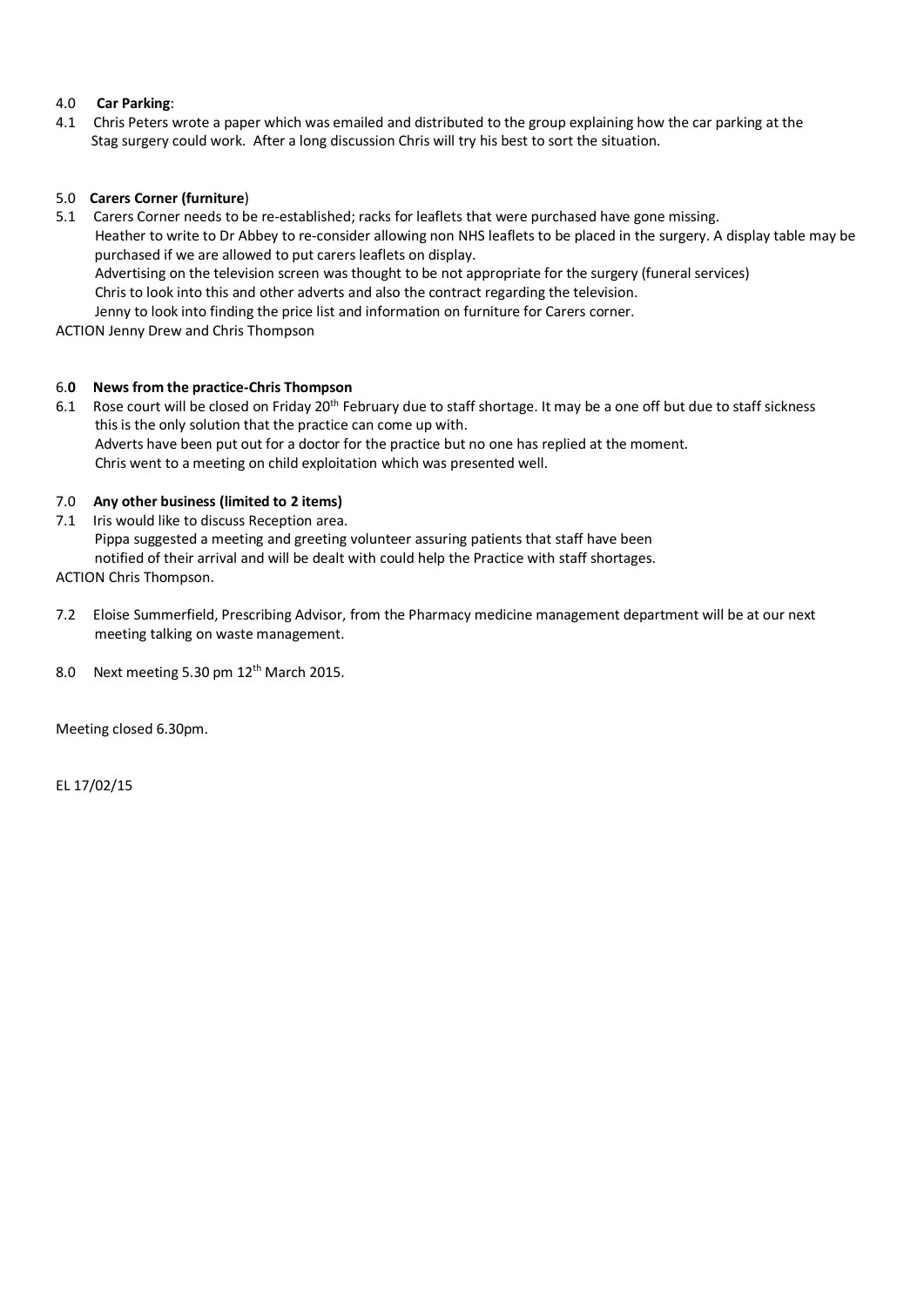4.0 **Car Parking**:

4.1 Chris Peters wrote a paper which was emailed and distributed to the group explaining how the car parking at the Stag surgery could work. After a long discussion Chris will try his best to sort the situation.

5.0 **Carers Corner (furniture**)

5.1 Carers Corner needs to be re-established; racks for leaflets that were purchased have gone missing.
Heather to write to Dr Abbey to re-consider allowing non NHS leaflets to be placed in the surgery. A display table may be purchased if we are allowed to put carers leaflets on display.
Advertising on the television screen was thought to be not appropriate for the surgery (funeral services)
Chris to look into this and other adverts and also the contract regarding the television.
Jenny to look into finding the price list and information on furniture for Carers corner.

ACTION Jenny Drew and Chris Thompson

6.**0 News from the practice-Chris Thompson**

6.1 Rose court will be closed on Friday 20th February due to staff shortage. It may be a one off but due to staff sickness this is the only solution that the practice can come up with.
Adverts have been put out for a doctor for the practice but no one has replied at the moment.
Chris went to a meeting on child exploitation which was presented well.

7.0 **Any other business (limited to 2 items)**

7.1 Iris would like to discuss Reception area.
Pippa suggested a meeting and greeting volunteer assuring patients that staff have been notified of their arrival and will be dealt with could help the Practice with staff shortages.

ACTION Chris Thompson.

7.2 Eloise Summerfield, Prescribing Advisor, from the Pharmacy medicine management department will be at our next meeting talking on waste management.

8.0 Next meeting 5.30 pm 12th March 2015.

Meeting closed 6.30pm.

EL 17/02/15